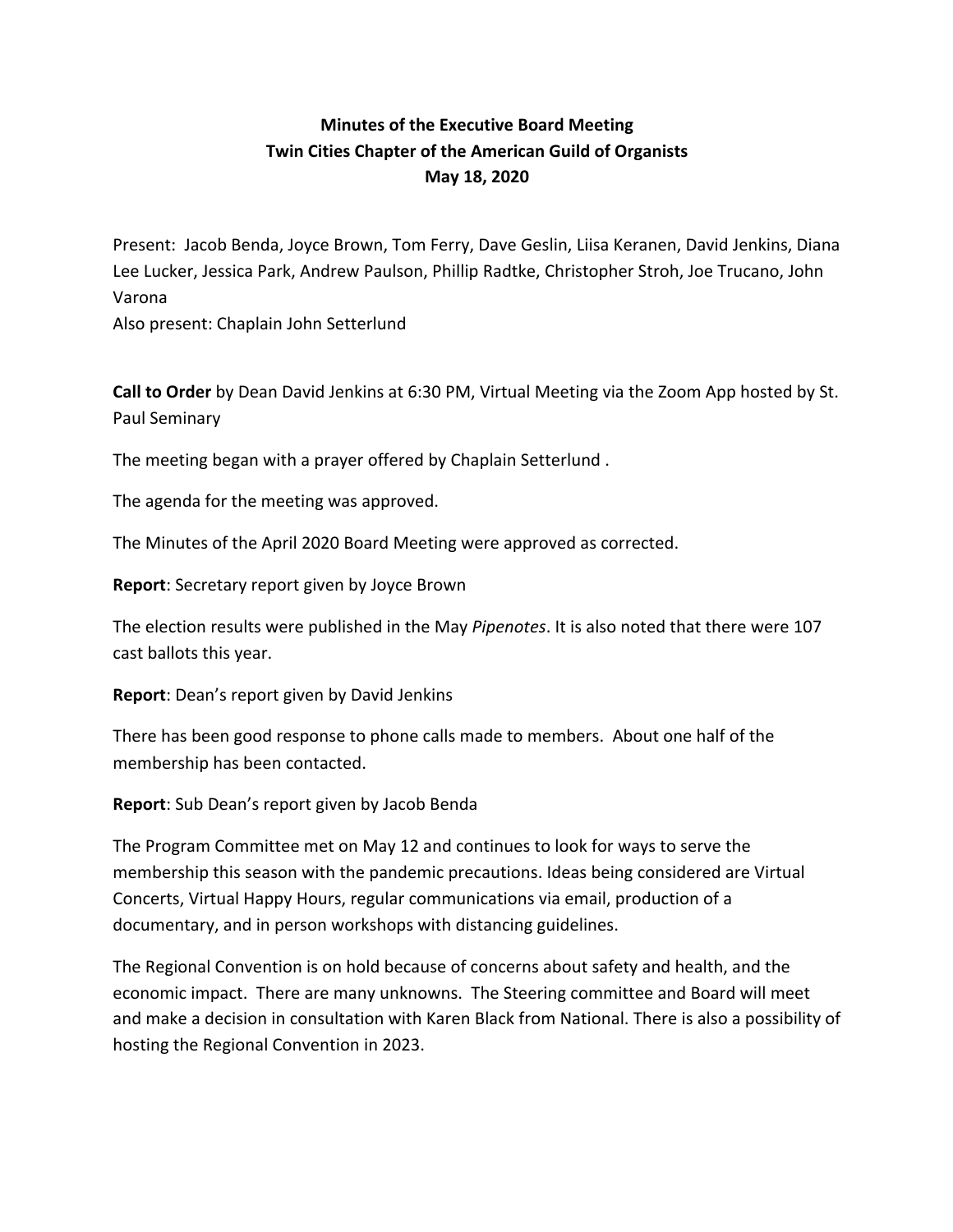**Minutes of the Executive Board Meeting**
**Twin Cities Chapter of the American Guild of Organists**
**May 18, 2020**

Present: Jacob Benda, Joyce Brown, Tom Ferry, Dave Geslin, Liisa Keranen, David Jenkins, Diana Lee Lucker, Jessica Park, Andrew Paulson, Phillip Radtke, Christopher Stroh, Joe Trucano, John Varona
Also present: Chaplain John Setterlund

**Call to Order** by Dean David Jenkins at 6:30 PM, Virtual Meeting via the Zoom App hosted by St. Paul Seminary

The meeting began with a prayer offered by Chaplain Setterlund .

The agenda for the meeting was approved.

The Minutes of the April 2020 Board Meeting were approved as corrected.

**Report**: Secretary report given by Joyce Brown

The election results were published in the May *Pipenotes*. It is also noted that there were 107 cast ballots this year.

**Report**: Dean's report given by David Jenkins

There has been good response to phone calls made to members. About one half of the membership has been contacted.

**Report**: Sub Dean's report given by Jacob Benda

The Program Committee met on May 12 and continues to look for ways to serve the membership this season with the pandemic precautions. Ideas being considered are Virtual Concerts, Virtual Happy Hours, regular communications via email, production of a documentary, and in person workshops with distancing guidelines.

The Regional Convention is on hold because of concerns about safety and health, and the economic impact. There are many unknowns. The Steering committee and Board will meet and make a decision in consultation with Karen Black from National. There is also a possibility of hosting the Regional Convention in 2023.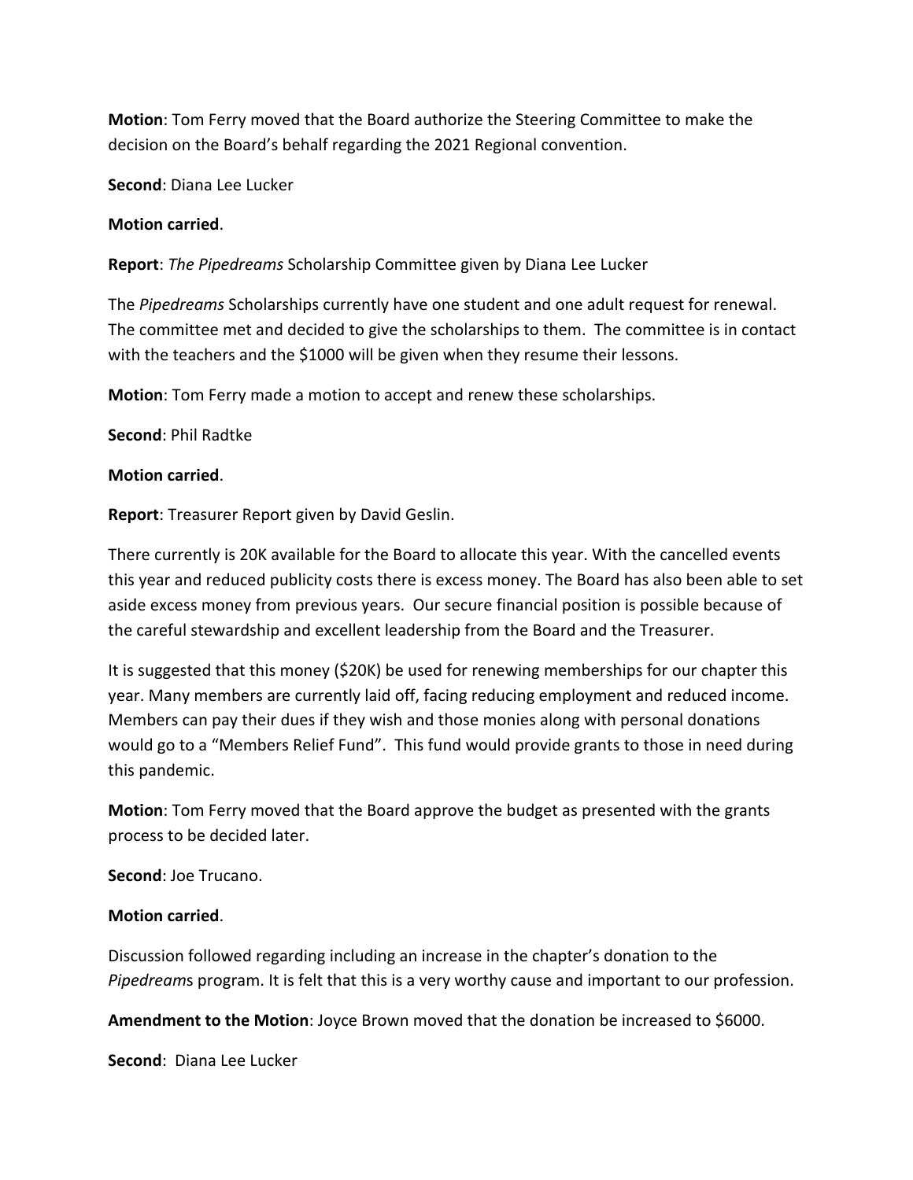**Motion**: Tom Ferry moved that the Board authorize the Steering Committee to make the decision on the Board's behalf regarding the 2021 Regional convention.

**Second**: Diana Lee Lucker

**Motion carried**.

**Report**: *The Pipedreams* Scholarship Committee given by Diana Lee Lucker

The *Pipedreams* Scholarships currently have one student and one adult request for renewal. The committee met and decided to give the scholarships to them. The committee is in contact with the teachers and the $1000 will be given when they resume their lessons.

**Motion**: Tom Ferry made a motion to accept and renew these scholarships.

**Second**: Phil Radtke

**Motion carried**.

**Report**: Treasurer Report given by David Geslin.

There currently is 20K available for the Board to allocate this year. With the cancelled events this year and reduced publicity costs there is excess money. The Board has also been able to set aside excess money from previous years. Our secure financial position is possible because of the careful stewardship and excellent leadership from the Board and the Treasurer.

It is suggested that this money ($20K) be used for renewing memberships for our chapter this year. Many members are currently laid off, facing reducing employment and reduced income. Members can pay their dues if they wish and those monies along with personal donations would go to a "Members Relief Fund". This fund would provide grants to those in need during this pandemic.

**Motion**: Tom Ferry moved that the Board approve the budget as presented with the grants process to be decided later.

**Second**: Joe Trucano.

**Motion carried**.

Discussion followed regarding including an increase in the chapter's donation to the *Pipedreams* program. It is felt that this is a very worthy cause and important to our profession.

**Amendment to the Motion**: Joyce Brown moved that the donation be increased to $6000.

**Second**: Diana Lee Lucker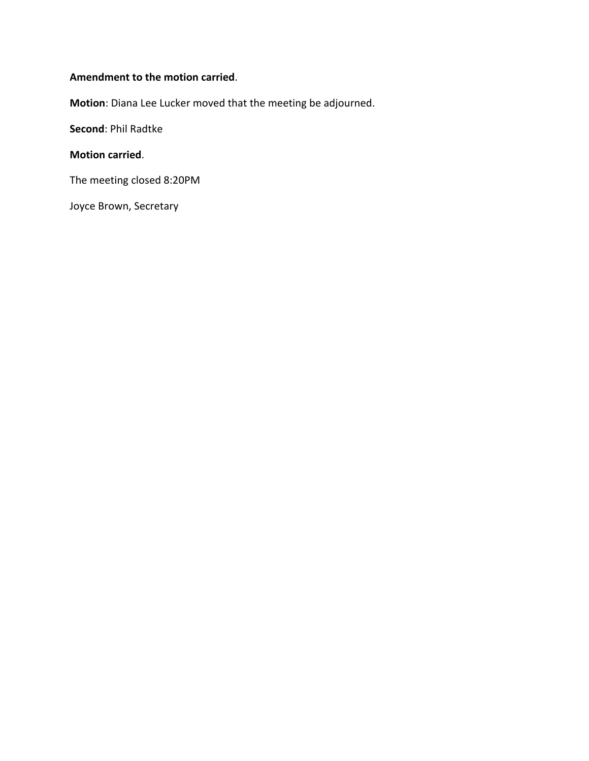**Amendment to the motion carried**.

**Motion**: Diana Lee Lucker moved that the meeting be adjourned.

**Second**: Phil Radtke

**Motion carried**.

The meeting closed 8:20PM

Joyce Brown, Secretary